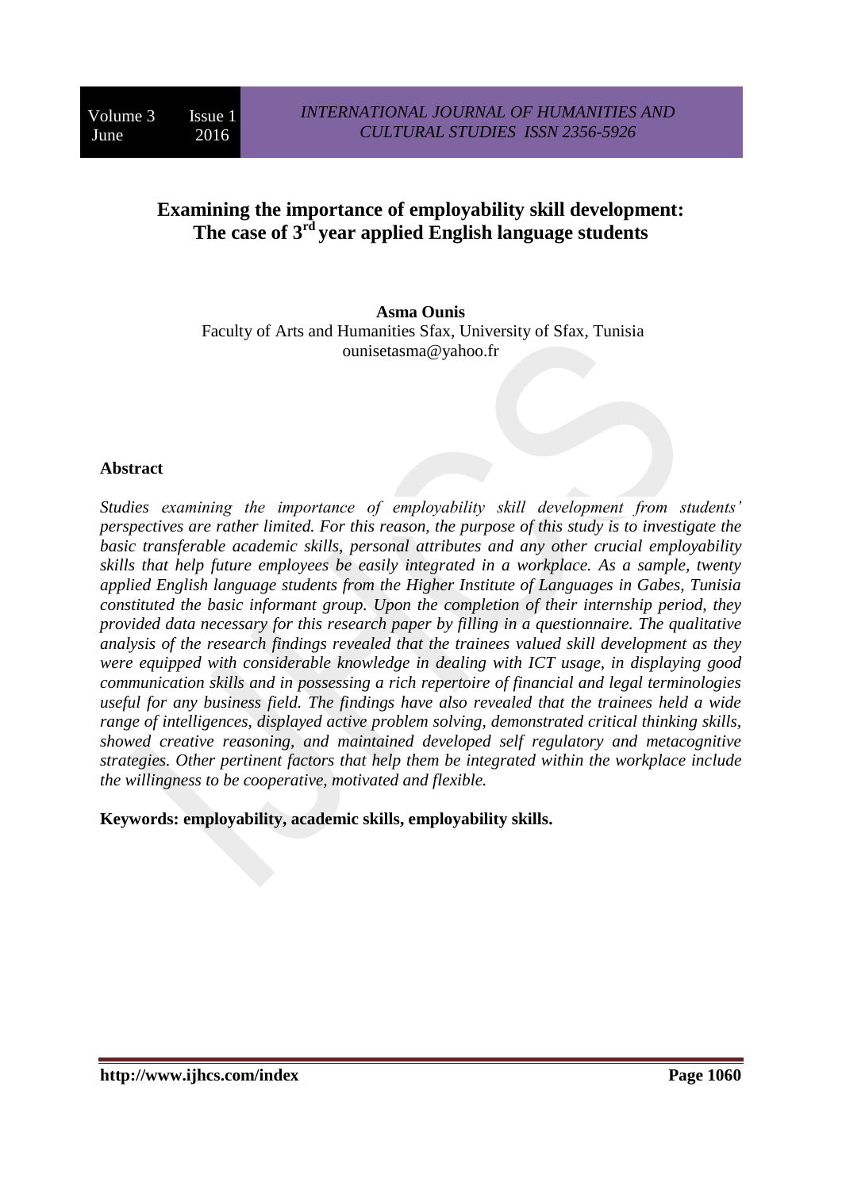# Examining the importance of employability skill development: The case of 3rd year applied English language students

**Asma Ounis**
Faculty of Arts and Humanities Sfax, University of Sfax, Tunisia
ounisetasma@yahoo.fr

## Abstract

*Studies examining the importance of employability skill development from students' perspectives are rather limited. For this reason, the purpose of this study is to investigate the basic transferable academic skills, personal attributes and any other crucial employability skills that help future employees be easily integrated in a workplace. As a sample, twenty applied English language students from the Higher Institute of Languages in Gabes, Tunisia constituted the basic informant group. Upon the completion of their internship period, they provided data necessary for this research paper by filling in a questionnaire. The qualitative analysis of the research findings revealed that the trainees valued skill development as they were equipped with considerable knowledge in dealing with ICT usage, in displaying good communication skills and in possessing a rich repertoire of financial and legal terminologies useful for any business field. The findings have also revealed that the trainees held a wide range of intelligences, displayed active problem solving, demonstrated critical thinking skills, showed creative reasoning, and maintained developed self regulatory and metacognitive strategies. Other pertinent factors that help them be integrated within the workplace include the willingness to be cooperative, motivated and flexible.*

**Keywords: employability, academic skills, employability skills.**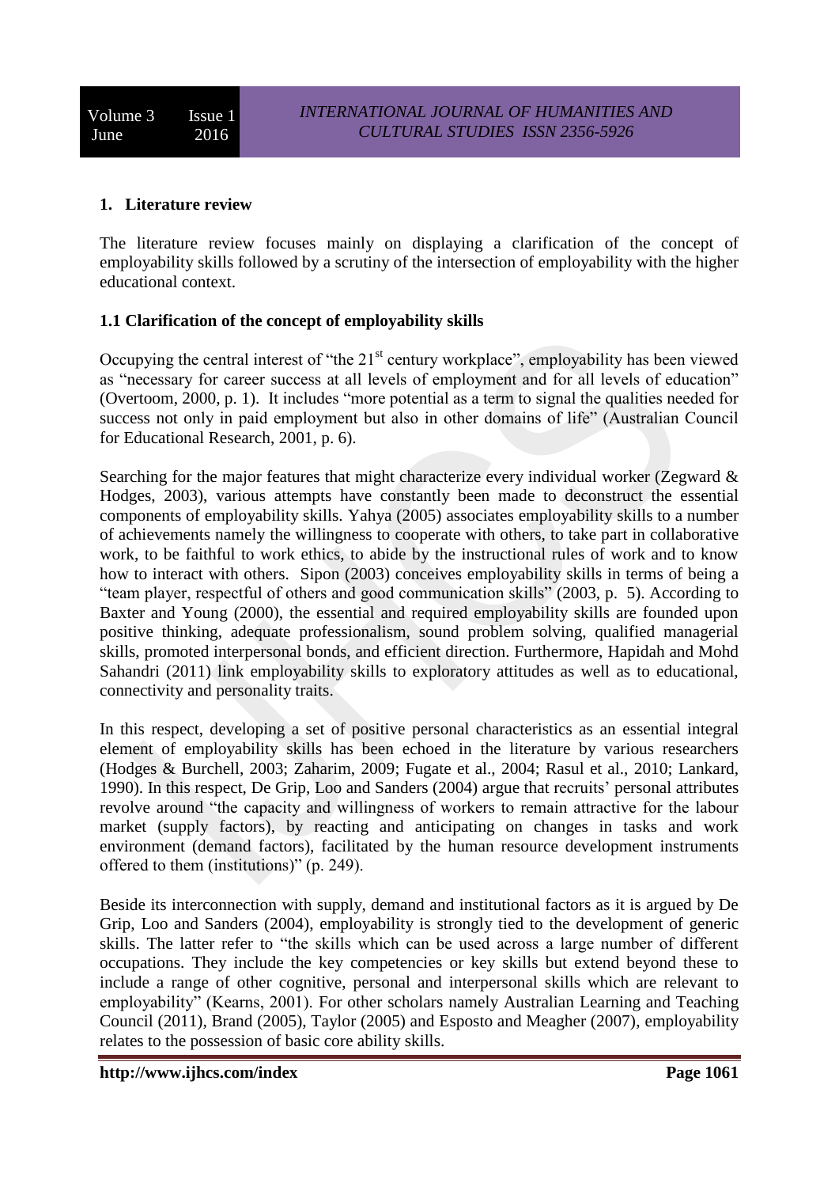## 1. Literature review

The literature review focuses mainly on displaying a clarification of the concept of employability skills followed by a scrutiny of the intersection of employability with the higher educational context.

### 1.1 Clarification of the concept of employability skills

Occupying the central interest of "the 21st century workplace", employability has been viewed as "necessary for career success at all levels of employment and for all levels of education" (Overtoom, 2000, p. 1). It includes "more potential as a term to signal the qualities needed for success not only in paid employment but also in other domains of life" (Australian Council for Educational Research, 2001, p. 6).

Searching for the major features that might characterize every individual worker (Zegward & Hodges, 2003), various attempts have constantly been made to deconstruct the essential components of employability skills. Yahya (2005) associates employability skills to a number of achievements namely the willingness to cooperate with others, to take part in collaborative work, to be faithful to work ethics, to abide by the instructional rules of work and to know how to interact with others. Sipon (2003) conceives employability skills in terms of being a "team player, respectful of others and good communication skills" (2003, p. 5). According to Baxter and Young (2000), the essential and required employability skills are founded upon positive thinking, adequate professionalism, sound problem solving, qualified managerial skills, promoted interpersonal bonds, and efficient direction. Furthermore, Hapidah and Mohd Sahandri (2011) link employability skills to exploratory attitudes as well as to educational, connectivity and personality traits.

In this respect, developing a set of positive personal characteristics as an essential integral element of employability skills has been echoed in the literature by various researchers (Hodges & Burchell, 2003; Zaharim, 2009; Fugate et al., 2004; Rasul et al., 2010; Lankard, 1990). In this respect, De Grip, Loo and Sanders (2004) argue that recruits' personal attributes revolve around "the capacity and willingness of workers to remain attractive for the labour market (supply factors), by reacting and anticipating on changes in tasks and work environment (demand factors), facilitated by the human resource development instruments offered to them (institutions)" (p. 249).

Beside its interconnection with supply, demand and institutional factors as it is argued by De Grip, Loo and Sanders (2004), employability is strongly tied to the development of generic skills. The latter refer to "the skills which can be used across a large number of different occupations. They include the key competencies or key skills but extend beyond these to include a range of other cognitive, personal and interpersonal skills which are relevant to employability" (Kearns, 2001). For other scholars namely Australian Learning and Teaching Council (2011), Brand (2005), Taylor (2005) and Esposto and Meagher (2007), employability relates to the possession of basic core ability skills.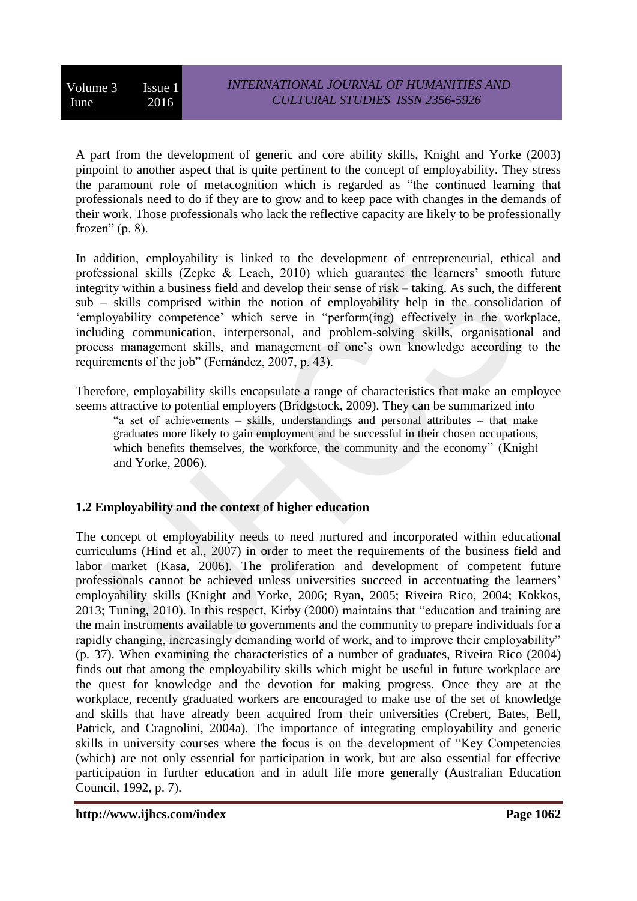A part from the development of generic and core ability skills, Knight and Yorke (2003) pinpoint to another aspect that is quite pertinent to the concept of employability. They stress the paramount role of metacognition which is regarded as "the continued learning that professionals need to do if they are to grow and to keep pace with changes in the demands of their work. Those professionals who lack the reflective capacity are likely to be professionally frozen" (p. 8).

In addition, employability is linked to the development of entrepreneurial, ethical and professional skills (Zepke & Leach, 2010) which guarantee the learners' smooth future integrity within a business field and develop their sense of risk – taking. As such, the different sub – skills comprised within the notion of employability help in the consolidation of 'employability competence' which serve in "perform(ing) effectively in the workplace, including communication, interpersonal, and problem-solving skills, organisational and process management skills, and management of one's own knowledge according to the requirements of the job" (Fernández, 2007, p. 43).

Therefore, employability skills encapsulate a range of characteristics that make an employee seems attractive to potential employers (Bridgstock, 2009). They can be summarized into

> "a set of achievements – skills, understandings and personal attributes – that make graduates more likely to gain employment and be successful in their chosen occupations, which benefits themselves, the workforce, the community and the economy" (Knight and Yorke, 2006).

**1.2 Employability and the context of higher education**

The concept of employability needs to need nurtured and incorporated within educational curriculums (Hind et al., 2007) in order to meet the requirements of the business field and labor market (Kasa, 2006). The proliferation and development of competent future professionals cannot be achieved unless universities succeed in accentuating the learners' employability skills (Knight and Yorke, 2006; Ryan, 2005; Riveira Rico, 2004; Kokkos, 2013; Tuning, 2010). In this respect, Kirby (2000) maintains that "education and training are the main instruments available to governments and the community to prepare individuals for a rapidly changing, increasingly demanding world of work, and to improve their employability" (p. 37). When examining the characteristics of a number of graduates, Riveira Rico (2004) finds out that among the employability skills which might be useful in future workplace are the quest for knowledge and the devotion for making progress. Once they are at the workplace, recently graduated workers are encouraged to make use of the set of knowledge and skills that have already been acquired from their universities (Crebert, Bates, Bell, Patrick, and Cragnolini, 2004a). The importance of integrating employability and generic skills in university courses where the focus is on the development of "Key Competencies (which) are not only essential for participation in work, but are also essential for effective participation in further education and in adult life more generally (Australian Education Council, 1992, p. 7).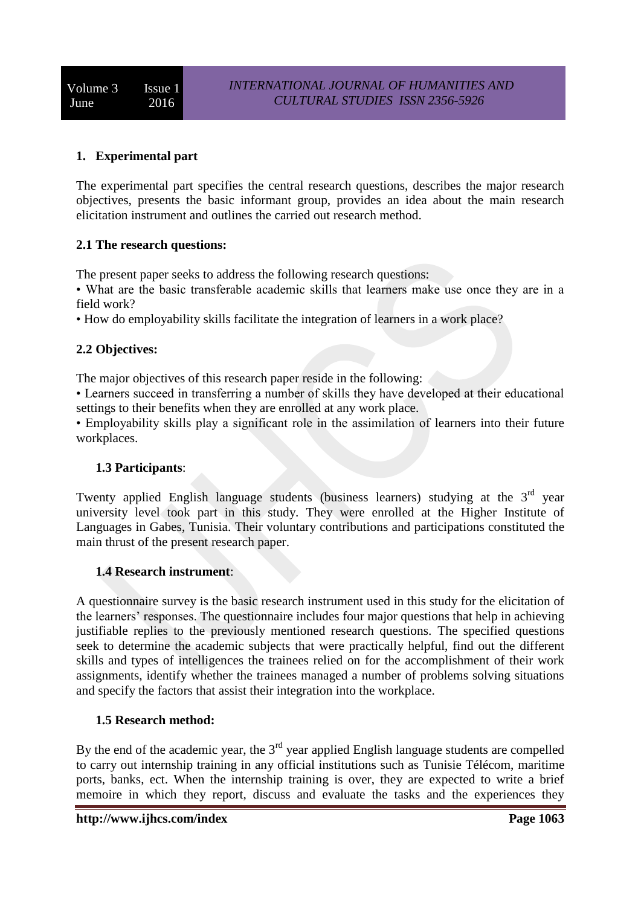## 1. Experimental part

The experimental part specifies the central research questions, describes the major research objectives, presents the basic informant group, provides an idea about the main research elicitation instrument and outlines the carried out research method.

### 2.1 The research questions:

The present paper seeks to address the following research questions:

- What are the basic transferable academic skills that learners make use once they are in a field work?
- How do employability skills facilitate the integration of learners in a work place?

### 2.2 Objectives:

The major objectives of this research paper reside in the following:

- Learners succeed in transferring a number of skills they have developed at their educational settings to their benefits when they are enrolled at any work place.
- Employability skills play a significant role in the assimilation of learners into their future workplaces.

### 1.3 Participants:

Twenty applied English language students (business learners) studying at the 3rd year university level took part in this study. They were enrolled at the Higher Institute of Languages in Gabes, Tunisia. Their voluntary contributions and participations constituted the main thrust of the present research paper.

### 1.4 Research instrument:

A questionnaire survey is the basic research instrument used in this study for the elicitation of the learners' responses. The questionnaire includes four major questions that help in achieving justifiable replies to the previously mentioned research questions. The specified questions seek to determine the academic subjects that were practically helpful, find out the different skills and types of intelligences the trainees relied on for the accomplishment of their work assignments, identify whether the trainees managed a number of problems solving situations and specify the factors that assist their integration into the workplace.

### 1.5 Research method:

By the end of the academic year, the 3rd year applied English language students are compelled to carry out internship training in any official institutions such as Tunisie Télécom, maritime ports, banks, ect. When the internship training is over, they are expected to write a brief memoire in which they report, discuss and evaluate the tasks and the experiences they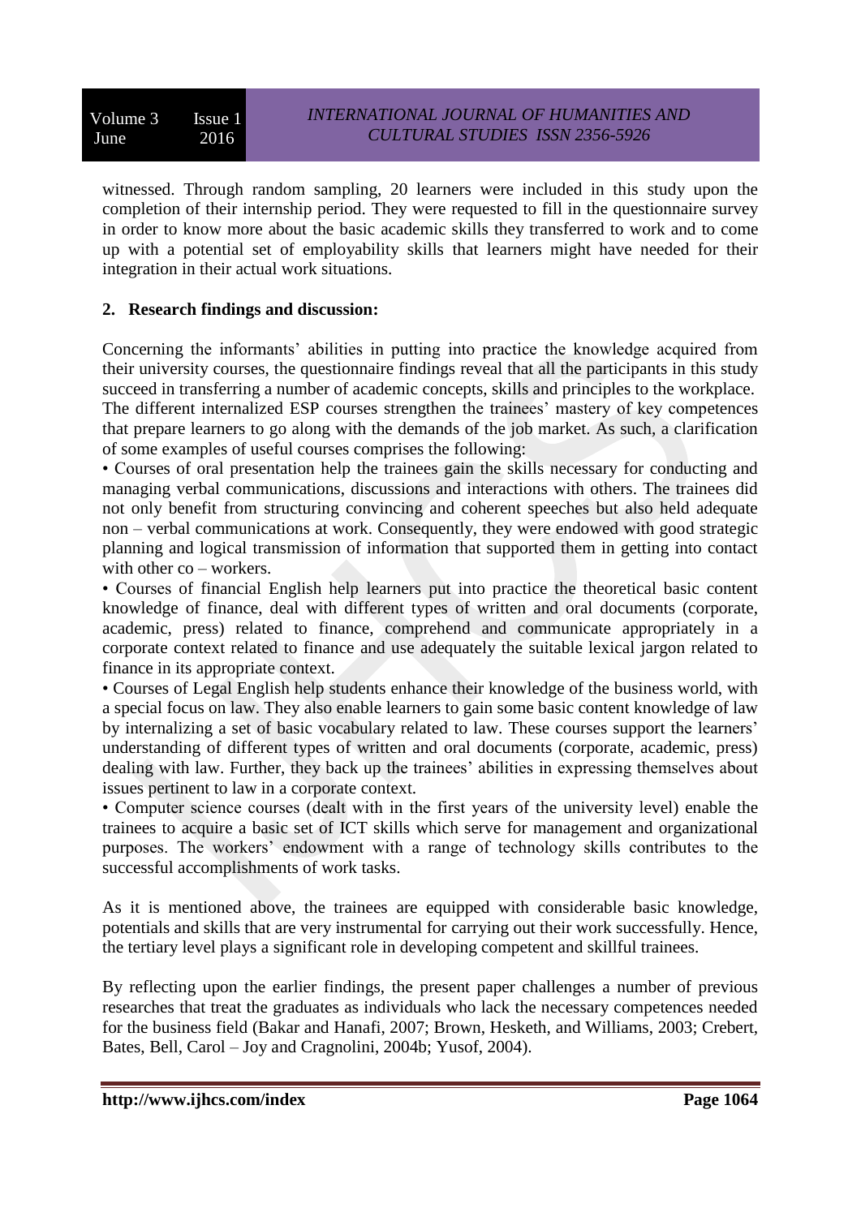witnessed. Through random sampling, 20 learners were included in this study upon the completion of their internship period. They were requested to fill in the questionnaire survey in order to know more about the basic academic skills they transferred to work and to come up with a potential set of employability skills that learners might have needed for their integration in their actual work situations.

## 2. Research findings and discussion:

Concerning the informants' abilities in putting into practice the knowledge acquired from their university courses, the questionnaire findings reveal that all the participants in this study succeed in transferring a number of academic concepts, skills and principles to the workplace. The different internalized ESP courses strengthen the trainees' mastery of key competences that prepare learners to go along with the demands of the job market. As such, a clarification of some examples of useful courses comprises the following:

- Courses of oral presentation help the trainees gain the skills necessary for conducting and managing verbal communications, discussions and interactions with others. The trainees did not only benefit from structuring convincing and coherent speeches but also held adequate non – verbal communications at work. Consequently, they were endowed with good strategic planning and logical transmission of information that supported them in getting into contact with other co – workers.
- Courses of financial English help learners put into practice the theoretical basic content knowledge of finance, deal with different types of written and oral documents (corporate, academic, press) related to finance, comprehend and communicate appropriately in a corporate context related to finance and use adequately the suitable lexical jargon related to finance in its appropriate context.
- Courses of Legal English help students enhance their knowledge of the business world, with a special focus on law. They also enable learners to gain some basic content knowledge of law by internalizing a set of basic vocabulary related to law. These courses support the learners' understanding of different types of written and oral documents (corporate, academic, press) dealing with law. Further, they back up the trainees' abilities in expressing themselves about issues pertinent to law in a corporate context.
- Computer science courses (dealt with in the first years of the university level) enable the trainees to acquire a basic set of ICT skills which serve for management and organizational purposes. The workers' endowment with a range of technology skills contributes to the successful accomplishments of work tasks.

As it is mentioned above, the trainees are equipped with considerable basic knowledge, potentials and skills that are very instrumental for carrying out their work successfully. Hence, the tertiary level plays a significant role in developing competent and skillful trainees.

By reflecting upon the earlier findings, the present paper challenges a number of previous researches that treat the graduates as individuals who lack the necessary competences needed for the business field (Bakar and Hanafi, 2007; Brown, Hesketh, and Williams, 2003; Crebert, Bates, Bell, Carol – Joy and Cragnolini, 2004b; Yusof, 2004).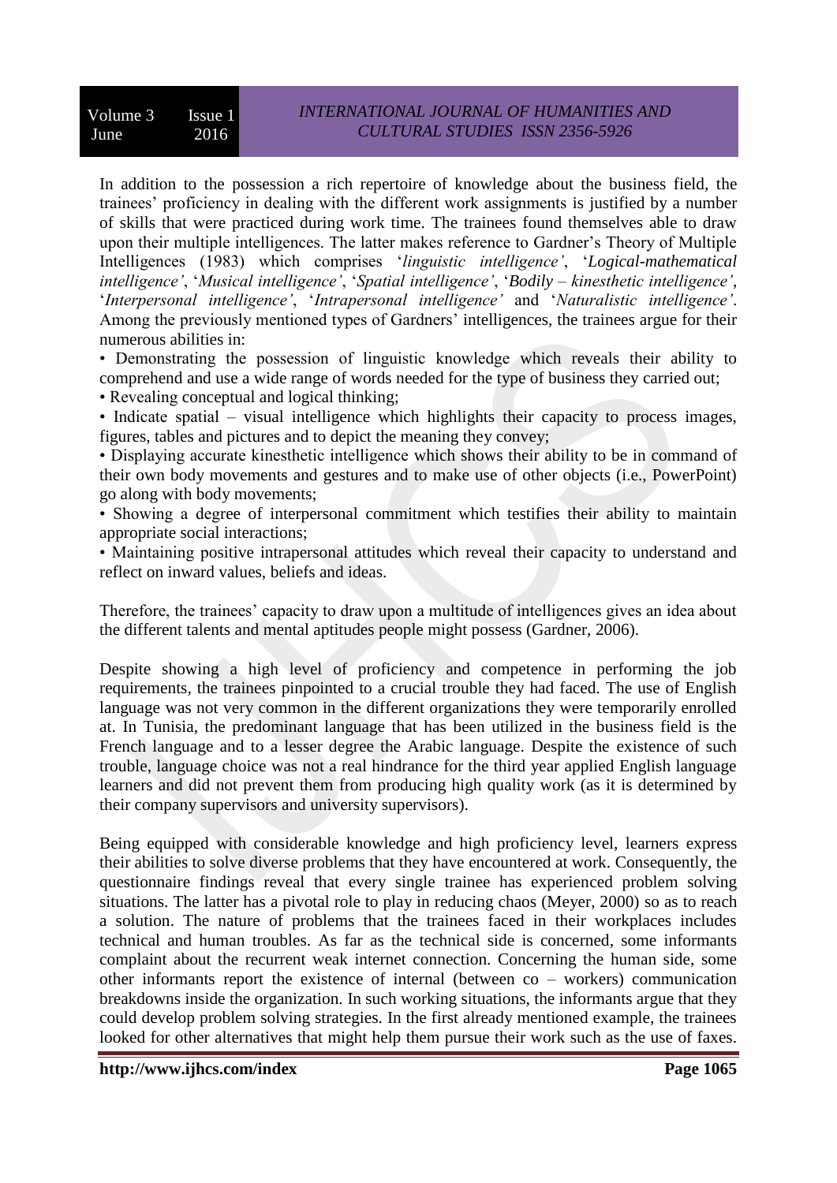In addition to the possession a rich repertoire of knowledge about the business field, the trainees' proficiency in dealing with the different work assignments is justified by a number of skills that were practiced during work time. The trainees found themselves able to draw upon their multiple intelligences. The latter makes reference to Gardner's Theory of Multiple Intelligences (1983) which comprises '*linguistic intelligence'*, '*Logical-mathematical intelligence'*, '*Musical intelligence'*, '*Spatial intelligence'*, '*Bodily – kinesthetic intelligence'*, '*Interpersonal intelligence'*, '*Intrapersonal intelligence'* and '*Naturalistic intelligence'*. Among the previously mentioned types of Gardners' intelligences, the trainees argue for their numerous abilities in:

- Demonstrating the possession of linguistic knowledge which reveals their ability to comprehend and use a wide range of words needed for the type of business they carried out;
- Revealing conceptual and logical thinking;
- Indicate spatial – visual intelligence which highlights their capacity to process images, figures, tables and pictures and to depict the meaning they convey;
- Displaying accurate kinesthetic intelligence which shows their ability to be in command of their own body movements and gestures and to make use of other objects (i.e., PowerPoint) go along with body movements;
- Showing a degree of interpersonal commitment which testifies their ability to maintain appropriate social interactions;
- Maintaining positive intrapersonal attitudes which reveal their capacity to understand and reflect on inward values, beliefs and ideas.

Therefore, the trainees' capacity to draw upon a multitude of intelligences gives an idea about the different talents and mental aptitudes people might possess (Gardner, 2006).

Despite showing a high level of proficiency and competence in performing the job requirements, the trainees pinpointed to a crucial trouble they had faced. The use of English language was not very common in the different organizations they were temporarily enrolled at. In Tunisia, the predominant language that has been utilized in the business field is the French language and to a lesser degree the Arabic language. Despite the existence of such trouble, language choice was not a real hindrance for the third year applied English language learners and did not prevent them from producing high quality work (as it is determined by their company supervisors and university supervisors).

Being equipped with considerable knowledge and high proficiency level, learners express their abilities to solve diverse problems that they have encountered at work. Consequently, the questionnaire findings reveal that every single trainee has experienced problem solving situations. The latter has a pivotal role to play in reducing chaos (Meyer, 2000) so as to reach a solution. The nature of problems that the trainees faced in their workplaces includes technical and human troubles. As far as the technical side is concerned, some informants complaint about the recurrent weak internet connection. Concerning the human side, some other informants report the existence of internal (between co – workers) communication breakdowns inside the organization. In such working situations, the informants argue that they could develop problem solving strategies. In the first already mentioned example, the trainees looked for other alternatives that might help them pursue their work such as the use of faxes.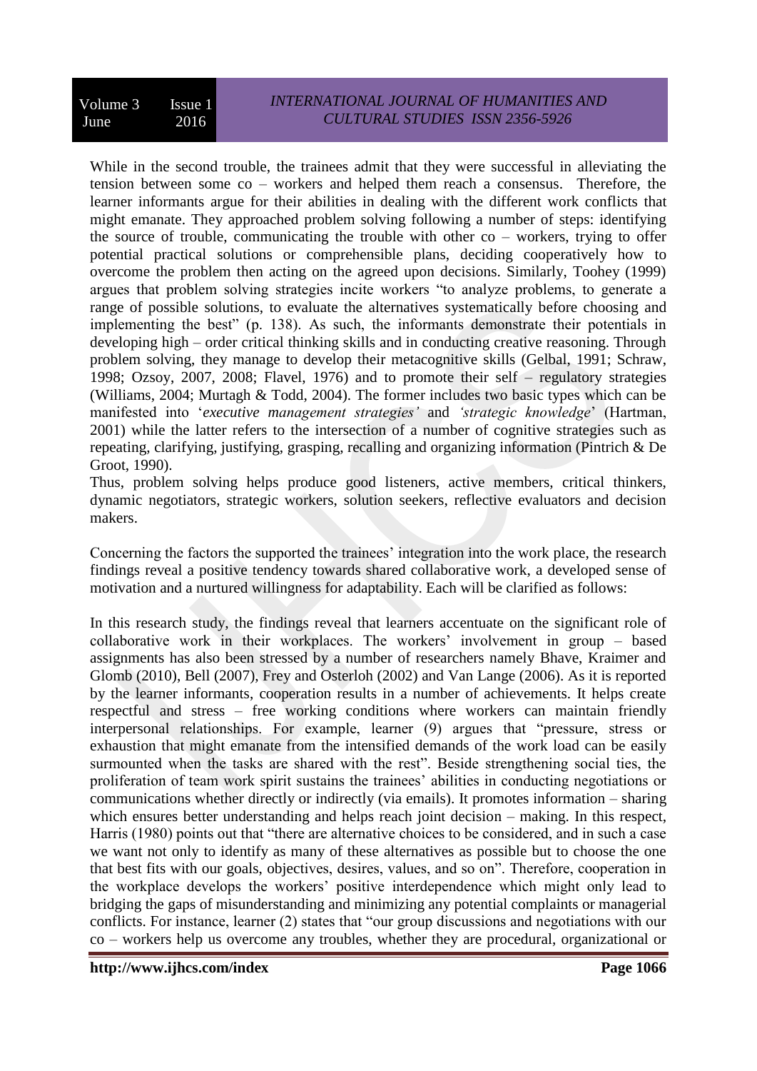While in the second trouble, the trainees admit that they were successful in alleviating the tension between some co – workers and helped them reach a consensus. Therefore, the learner informants argue for their abilities in dealing with the different work conflicts that might emanate. They approached problem solving following a number of steps: identifying the source of trouble, communicating the trouble with other co – workers, trying to offer potential practical solutions or comprehensible plans, deciding cooperatively how to overcome the problem then acting on the agreed upon decisions. Similarly, Toohey (1999) argues that problem solving strategies incite workers "to analyze problems, to generate a range of possible solutions, to evaluate the alternatives systematically before choosing and implementing the best" (p. 138). As such, the informants demonstrate their potentials in developing high – order critical thinking skills and in conducting creative reasoning. Through problem solving, they manage to develop their metacognitive skills (Gelbal, 1991; Schraw, 1998; Ozsoy, 2007, 2008; Flavel, 1976) and to promote their self – regulatory strategies (Williams, 2004; Murtagh & Todd, 2004). The former includes two basic types which can be manifested into '*executive management strategies'* and *'strategic knowledge*' (Hartman, 2001) while the latter refers to the intersection of a number of cognitive strategies such as repeating, clarifying, justifying, grasping, recalling and organizing information (Pintrich & De Groot, 1990).

Thus, problem solving helps produce good listeners, active members, critical thinkers, dynamic negotiators, strategic workers, solution seekers, reflective evaluators and decision makers.

Concerning the factors the supported the trainees' integration into the work place, the research findings reveal a positive tendency towards shared collaborative work, a developed sense of motivation and a nurtured willingness for adaptability. Each will be clarified as follows:

In this research study, the findings reveal that learners accentuate on the significant role of collaborative work in their workplaces. The workers' involvement in group – based assignments has also been stressed by a number of researchers namely Bhave, Kraimer and Glomb (2010), Bell (2007), Frey and Osterloh (2002) and Van Lange (2006). As it is reported by the learner informants, cooperation results in a number of achievements. It helps create respectful and stress – free working conditions where workers can maintain friendly interpersonal relationships. For example, learner (9) argues that "pressure, stress or exhaustion that might emanate from the intensified demands of the work load can be easily surmounted when the tasks are shared with the rest". Beside strengthening social ties, the proliferation of team work spirit sustains the trainees' abilities in conducting negotiations or communications whether directly or indirectly (via emails). It promotes information – sharing which ensures better understanding and helps reach joint decision – making. In this respect, Harris (1980) points out that "there are alternative choices to be considered, and in such a case we want not only to identify as many of these alternatives as possible but to choose the one that best fits with our goals, objectives, desires, values, and so on". Therefore, cooperation in the workplace develops the workers' positive interdependence which might only lead to bridging the gaps of misunderstanding and minimizing any potential complaints or managerial conflicts. For instance, learner (2) states that "our group discussions and negotiations with our co – workers help us overcome any troubles, whether they are procedural, organizational or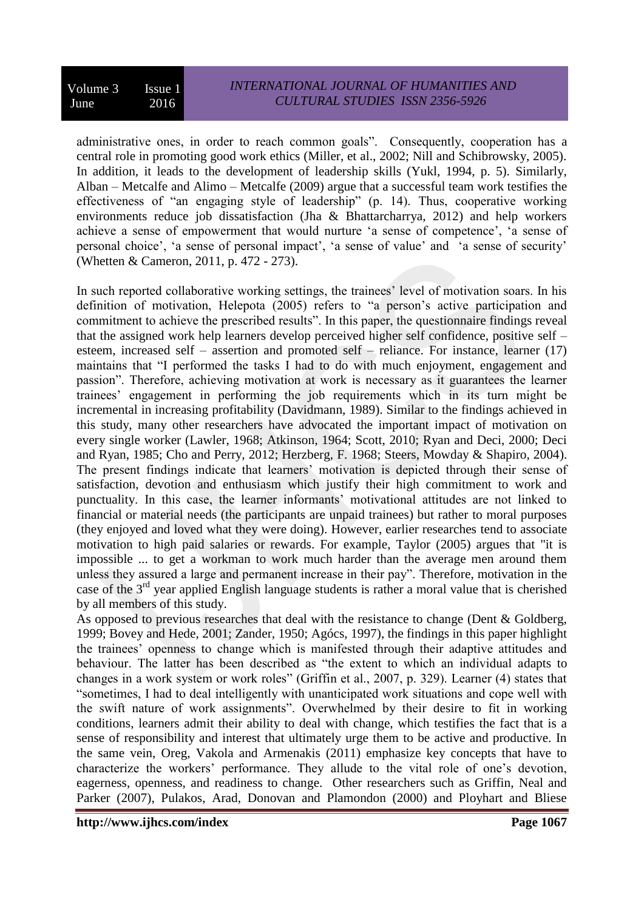administrative ones, in order to reach common goals". Consequently, cooperation has a central role in promoting good work ethics (Miller, et al., 2002; Nill and Schibrowsky, 2005). In addition, it leads to the development of leadership skills (Yukl, 1994, p. 5). Similarly, Alban – Metcalfe and Alimo – Metcalfe (2009) argue that a successful team work testifies the effectiveness of "an engaging style of leadership" (p. 14). Thus, cooperative working environments reduce job dissatisfaction (Jha & Bhattarcharrya, 2012) and help workers achieve a sense of empowerment that would nurture 'a sense of competence', 'a sense of personal choice', 'a sense of personal impact', 'a sense of value' and 'a sense of security' (Whetten & Cameron, 2011, p. 472 - 273).

In such reported collaborative working settings, the trainees' level of motivation soars. In his definition of motivation, Helepota (2005) refers to "a person's active participation and commitment to achieve the prescribed results". In this paper, the questionnaire findings reveal that the assigned work help learners develop perceived higher self confidence, positive self – esteem, increased self – assertion and promoted self – reliance. For instance, learner (17) maintains that "I performed the tasks I had to do with much enjoyment, engagement and passion". Therefore, achieving motivation at work is necessary as it guarantees the learner trainees' engagement in performing the job requirements which in its turn might be incremental in increasing profitability (Davidmann, 1989). Similar to the findings achieved in this study, many other researchers have advocated the important impact of motivation on every single worker (Lawler, 1968; Atkinson, 1964; Scott, 2010; Ryan and Deci, 2000; Deci and Ryan, 1985; Cho and Perry, 2012; Herzberg, F. 1968; Steers, Mowday & Shapiro, 2004). The present findings indicate that learners' motivation is depicted through their sense of satisfaction, devotion and enthusiasm which justify their high commitment to work and punctuality. In this case, the learner informants' motivational attitudes are not linked to financial or material needs (the participants are unpaid trainees) but rather to moral purposes (they enjoyed and loved what they were doing). However, earlier researches tend to associate motivation to high paid salaries or rewards. For example, Taylor (2005) argues that "it is impossible ... to get a workman to work much harder than the average men around them unless they assured a large and permanent increase in their pay". Therefore, motivation in the case of the 3rd year applied English language students is rather a moral value that is cherished by all members of this study.

As opposed to previous researches that deal with the resistance to change (Dent & Goldberg, 1999; Bovey and Hede, 2001; Zander, 1950; Agócs, 1997), the findings in this paper highlight the trainees' openness to change which is manifested through their adaptive attitudes and behaviour. The latter has been described as "the extent to which an individual adapts to changes in a work system or work roles" (Griffin et al., 2007, p. 329). Learner (4) states that "sometimes, I had to deal intelligently with unanticipated work situations and cope well with the swift nature of work assignments". Overwhelmed by their desire to fit in working conditions, learners admit their ability to deal with change, which testifies the fact that is a sense of responsibility and interest that ultimately urge them to be active and productive. In the same vein, Oreg, Vakola and Armenakis (2011) emphasize key concepts that have to characterize the workers' performance. They allude to the vital role of one's devotion, eagerness, openness, and readiness to change. Other researchers such as Griffin, Neal and Parker (2007), Pulakos, Arad, Donovan and Plamondon (2000) and Ployhart and Bliese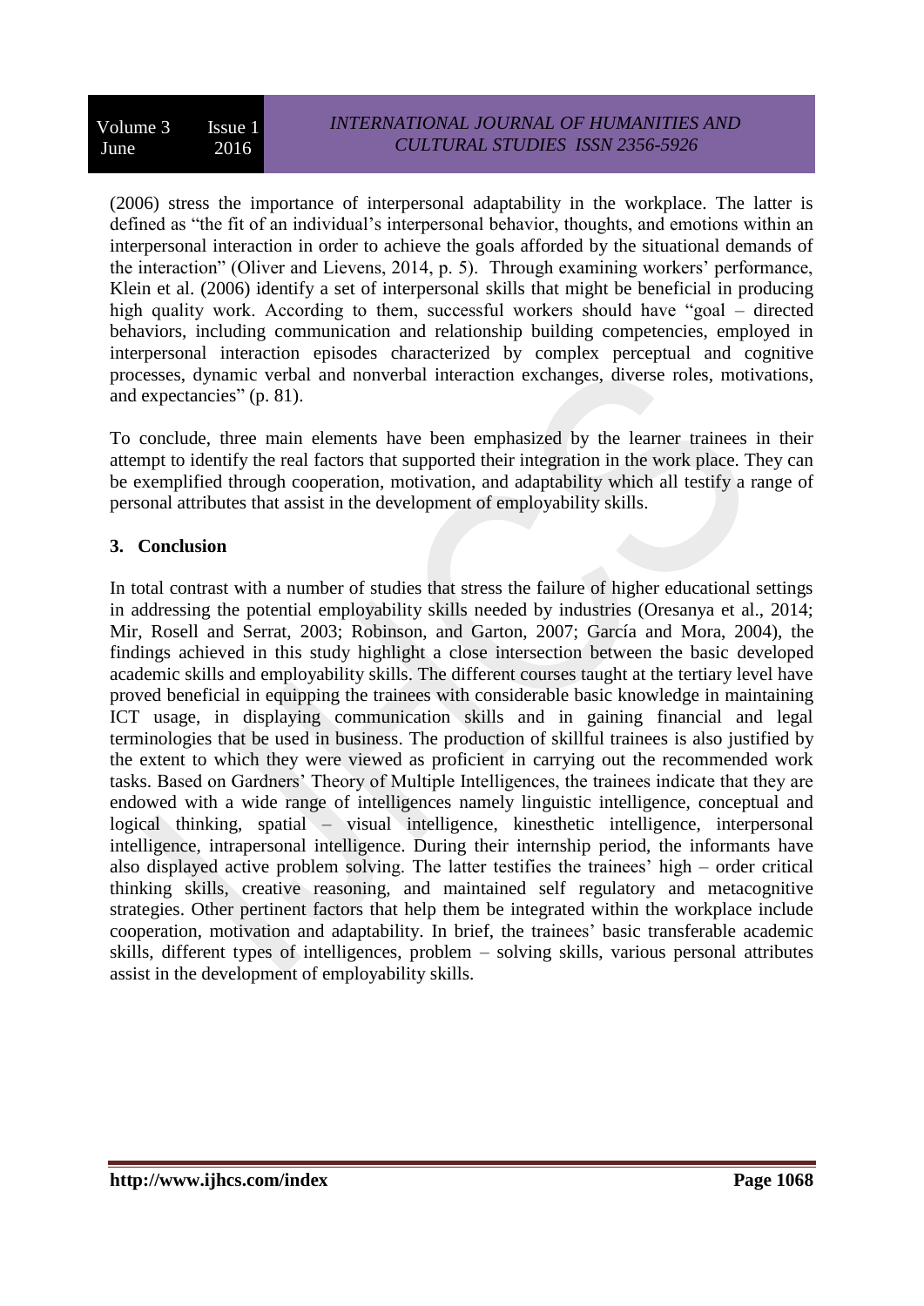(2006) stress the importance of interpersonal adaptability in the workplace. The latter is defined as "the fit of an individual's interpersonal behavior, thoughts, and emotions within an interpersonal interaction in order to achieve the goals afforded by the situational demands of the interaction" (Oliver and Lievens, 2014, p. 5). Through examining workers' performance, Klein et al. (2006) identify a set of interpersonal skills that might be beneficial in producing high quality work. According to them, successful workers should have "goal – directed behaviors, including communication and relationship building competencies, employed in interpersonal interaction episodes characterized by complex perceptual and cognitive processes, dynamic verbal and nonverbal interaction exchanges, diverse roles, motivations, and expectancies" (p. 81).

To conclude, three main elements have been emphasized by the learner trainees in their attempt to identify the real factors that supported their integration in the work place. They can be exemplified through cooperation, motivation, and adaptability which all testify a range of personal attributes that assist in the development of employability skills.

## 3. Conclusion

In total contrast with a number of studies that stress the failure of higher educational settings in addressing the potential employability skills needed by industries (Oresanya et al., 2014; Mir, Rosell and Serrat, 2003; Robinson, and Garton, 2007; García and Mora, 2004), the findings achieved in this study highlight a close intersection between the basic developed academic skills and employability skills. The different courses taught at the tertiary level have proved beneficial in equipping the trainees with considerable basic knowledge in maintaining ICT usage, in displaying communication skills and in gaining financial and legal terminologies that be used in business. The production of skillful trainees is also justified by the extent to which they were viewed as proficient in carrying out the recommended work tasks. Based on Gardners' Theory of Multiple Intelligences, the trainees indicate that they are endowed with a wide range of intelligences namely linguistic intelligence, conceptual and logical thinking, spatial – visual intelligence, kinesthetic intelligence, interpersonal intelligence, intrapersonal intelligence. During their internship period, the informants have also displayed active problem solving. The latter testifies the trainees' high – order critical thinking skills, creative reasoning, and maintained self regulatory and metacognitive strategies. Other pertinent factors that help them be integrated within the workplace include cooperation, motivation and adaptability. In brief, the trainees' basic transferable academic skills, different types of intelligences, problem – solving skills, various personal attributes assist in the development of employability skills.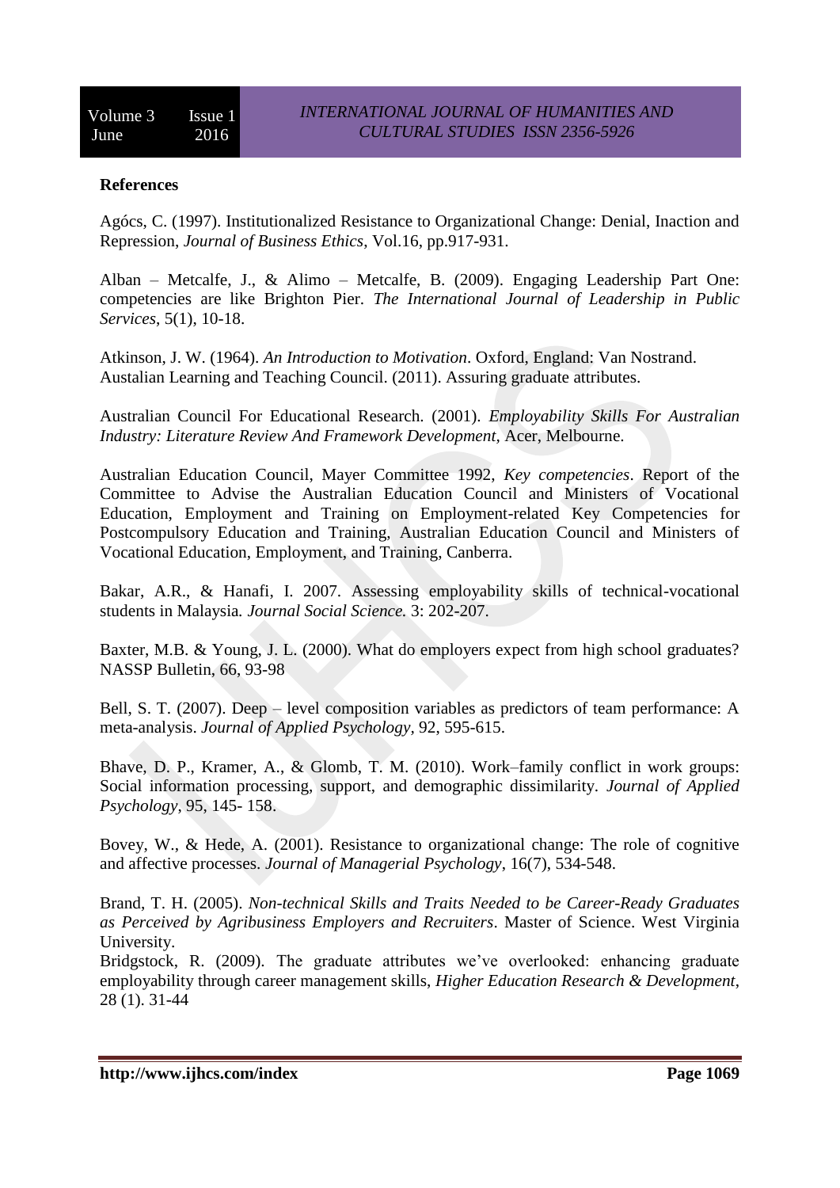**References**

Agócs, C. (1997). Institutionalized Resistance to Organizational Change: Denial, Inaction and Repression, *Journal of Business Ethics*, Vol.16, pp.917-931.

Alban – Metcalfe, J., & Alimo – Metcalfe, B. (2009). Engaging Leadership Part One: competencies are like Brighton Pier. *The International Journal of Leadership in Public Services*, 5(1), 10-18.

Atkinson, J. W. (1964). *An Introduction to Motivation*. Oxford, England: Van Nostrand.
Austalian Learning and Teaching Council. (2011). Assuring graduate attributes.

Australian Council For Educational Research. (2001). *Employability Skills For Australian Industry: Literature Review And Framework Development*, Acer, Melbourne.

Australian Education Council, Mayer Committee 1992, *Key competencies*. Report of the Committee to Advise the Australian Education Council and Ministers of Vocational Education, Employment and Training on Employment-related Key Competencies for Postcompulsory Education and Training, Australian Education Council and Ministers of Vocational Education, Employment, and Training, Canberra.

Bakar, A.R., & Hanafi, I. 2007. Assessing employability skills of technical-vocational students in Malaysia. *Journal Social Science.* 3: 202-207.

Baxter, M.B. & Young, J. L. (2000). What do employers expect from high school graduates? NASSP Bulletin, 66, 93-98

Bell, S. T. (2007). Deep – level composition variables as predictors of team performance: A meta-analysis. *Journal of Applied Psychology*, 92, 595-615.

Bhave, D. P., Kramer, A., & Glomb, T. M. (2010). Work–family conflict in work groups: Social information processing, support, and demographic dissimilarity. *Journal of Applied Psychology*, 95, 145- 158.

Bovey, W., & Hede, A. (2001). Resistance to organizational change: The role of cognitive and affective processes. *Journal of Managerial Psychology*, 16(7), 534-548.

Brand, T. H. (2005). *Non-technical Skills and Traits Needed to be Career-Ready Graduates as Perceived by Agribusiness Employers and Recruiters*. Master of Science. West Virginia University.
Bridgstock, R. (2009). The graduate attributes we've overlooked: enhancing graduate employability through career management skills, *Higher Education Research & Development*, 28 (1). 31-44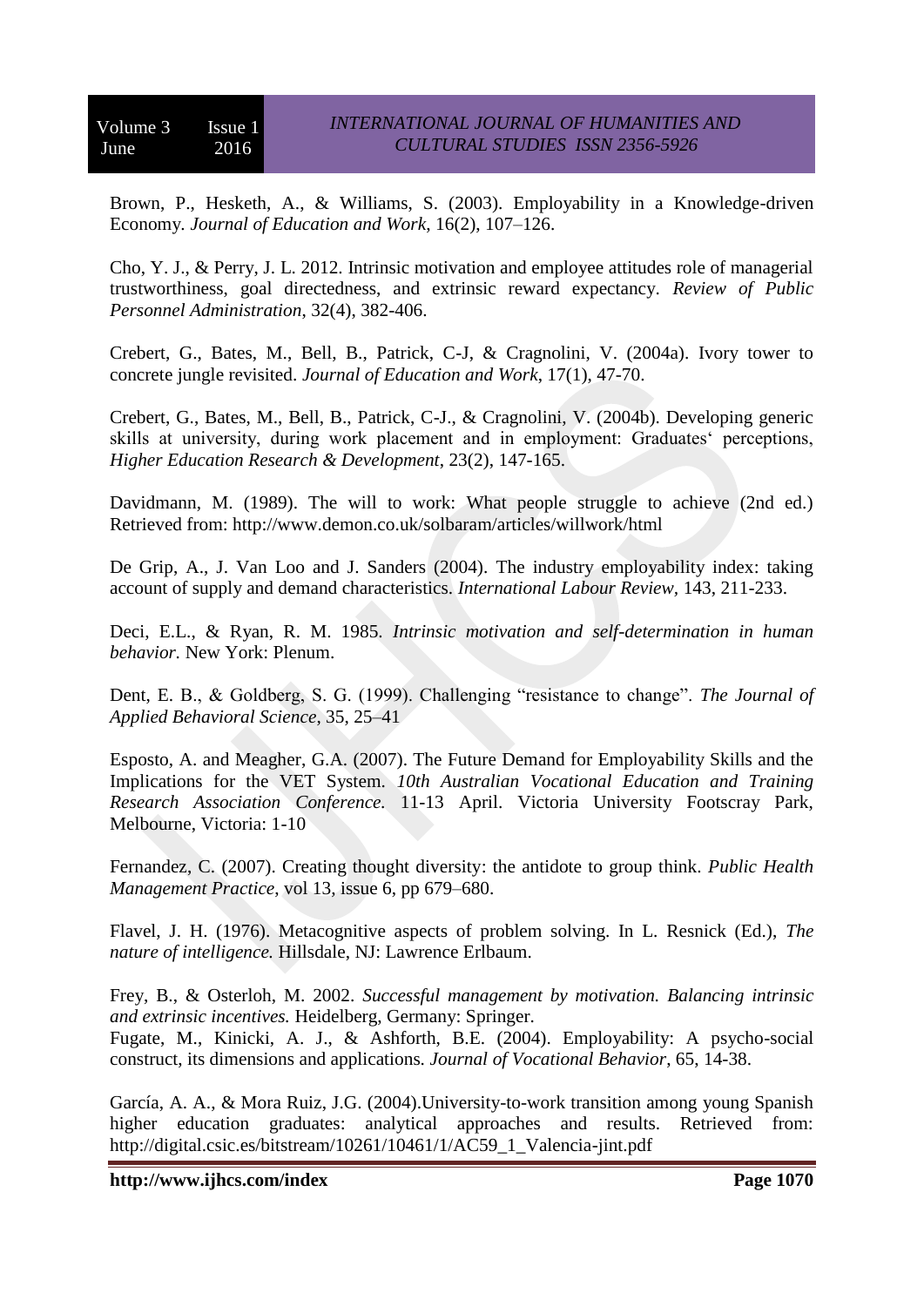Brown, P., Hesketh, A., & Williams, S. (2003). Employability in a Knowledge-driven Economy. *Journal of Education and Work*, 16(2), 107–126.

Cho, Y. J., & Perry, J. L. 2012. Intrinsic motivation and employee attitudes role of managerial trustworthiness, goal directedness, and extrinsic reward expectancy. *Review of Public Personnel Administration*, 32(4), 382-406.

Crebert, G., Bates, M., Bell, B., Patrick, C-J, & Cragnolini, V. (2004a). Ivory tower to concrete jungle revisited. *Journal of Education and Work*, 17(1), 47-70.

Crebert, G., Bates, M., Bell, B., Patrick, C-J., & Cragnolini, V. (2004b). Developing generic skills at university, during work placement and in employment: Graduates' perceptions, *Higher Education Research & Development*, 23(2), 147-165.

Davidmann, M. (1989). The will to work: What people struggle to achieve (2nd ed.) Retrieved from: http://www.demon.co.uk/solbaram/articles/willwork/html

De Grip, A., J. Van Loo and J. Sanders (2004). The industry employability index: taking account of supply and demand characteristics. *International Labour Review*, 143, 211-233.

Deci, E.L., & Ryan, R. M. 1985. *Intrinsic motivation and self-determination in human behavior.* New York: Plenum.

Dent, E. B., & Goldberg, S. G. (1999). Challenging "resistance to change". *The Journal of Applied Behavioral Science*, 35, 25–41

Esposto, A. and Meagher, G.A. (2007). The Future Demand for Employability Skills and the Implications for the VET System. *10th Australian Vocational Education and Training Research Association Conference.* 11-13 April. Victoria University Footscray Park, Melbourne, Victoria: 1-10

Fernandez, C. (2007). Creating thought diversity: the antidote to group think. *Public Health Management Practice*, vol 13, issue 6, pp 679–680.

Flavel, J. H. (1976). Metacognitive aspects of problem solving. In L. Resnick (Ed.), *The nature of intelligence.* Hillsdale, NJ: Lawrence Erlbaum.

Frey, B., & Osterloh, M. 2002. *Successful management by motivation. Balancing intrinsic and extrinsic incentives.* Heidelberg, Germany: Springer.

Fugate, M., Kinicki, A. J., & Ashforth, B.E. (2004). Employability: A psycho-social construct, its dimensions and applications. *Journal of Vocational Behavior*, 65, 14-38.

García, A. A., & Mora Ruiz, J.G. (2004).University-to-work transition among young Spanish higher education graduates: analytical approaches and results. Retrieved from: http://digital.csic.es/bitstream/10261/10461/1/AC59_1_Valencia-jint.pdf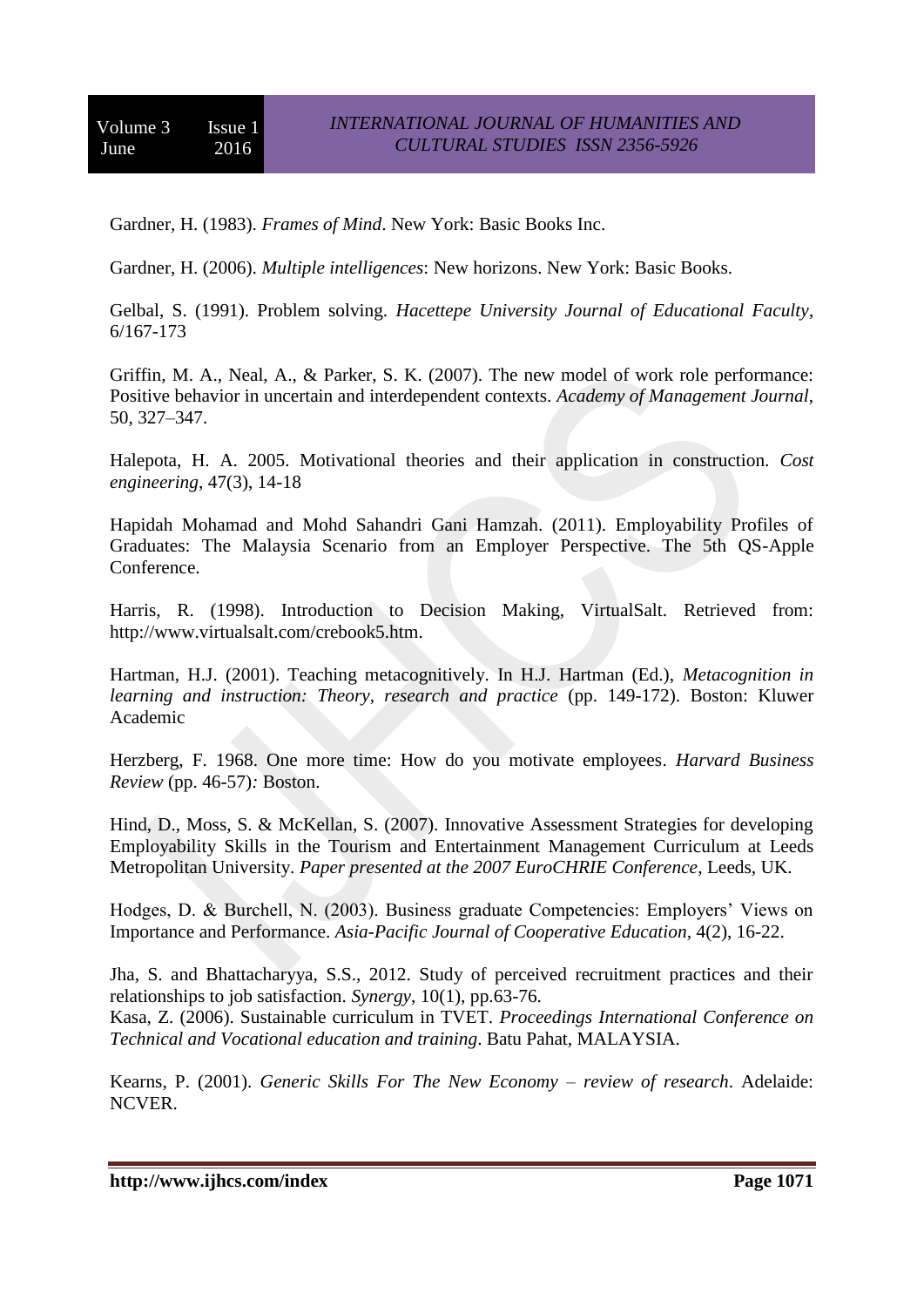Gardner, H. (1983). *Frames of Mind*. New York: Basic Books Inc.

Gardner, H. (2006). *Multiple intelligences*: New horizons. New York: Basic Books.

Gelbal, S. (1991). Problem solving. *Hacettepe University Journal of Educational Faculty*, 6/167-173

Griffin, M. A., Neal, A., & Parker, S. K. (2007). The new model of work role performance: Positive behavior in uncertain and interdependent contexts. *Academy of Management Journal*, 50, 327–347.

Halepota, H. A. 2005. Motivational theories and their application in construction. *Cost engineering*, 47(3), 14-18

Hapidah Mohamad and Mohd Sahandri Gani Hamzah. (2011). Employability Profiles of Graduates: The Malaysia Scenario from an Employer Perspective. The 5th QS-Apple Conference.

Harris, R. (1998). Introduction to Decision Making, VirtualSalt. Retrieved from: http://www.virtualsalt.com/crebook5.htm.

Hartman, H.J. (2001). Teaching metacognitively. In H.J. Hartman (Ed.), *Metacognition in learning and instruction: Theory, research and practice* (pp. 149-172). Boston: Kluwer Academic

Herzberg, F. 1968. One more time: How do you motivate employees. *Harvard Business Review* (pp. 46-57)*:* Boston.

Hind, D., Moss, S. & McKellan, S. (2007). Innovative Assessment Strategies for developing Employability Skills in the Tourism and Entertainment Management Curriculum at Leeds Metropolitan University. *Paper presented at the 2007 EuroCHRIE Conference*, Leeds, UK.

Hodges, D. & Burchell, N. (2003). Business graduate Competencies: Employers' Views on Importance and Performance. *Asia-Pacific Journal of Cooperative Education*, 4(2), 16-22.

Jha, S. and Bhattacharyya, S.S., 2012. Study of perceived recruitment practices and their relationships to job satisfaction. *Synergy*, 10(1), pp.63-76.

Kasa, Z. (2006). Sustainable curriculum in TVET. *Proceedings International Conference on Technical and Vocational education and training*. Batu Pahat, MALAYSIA.

Kearns, P. (2001). *Generic Skills For The New Economy – review of research*. Adelaide: NCVER.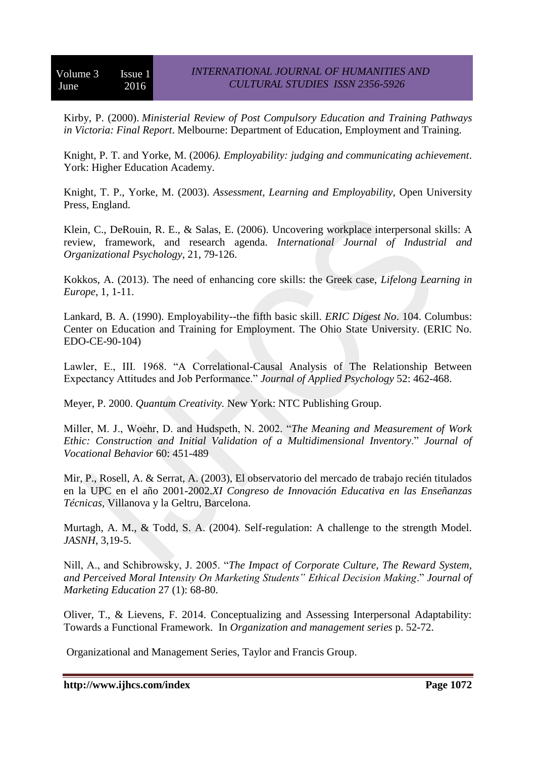Kirby, P. (2000). *Ministerial Review of Post Compulsory Education and Training Pathways in Victoria: Final Report*. Melbourne: Department of Education, Employment and Training.

Knight, P. T. and Yorke, M. (2006*). Employability: judging and communicating achievement*. York: Higher Education Academy.

Knight, T. P., Yorke, M. (2003). *Assessment, Learning and Employability*, Open University Press, England.

Klein, C., DeRouin, R. E., & Salas, E. (2006). Uncovering workplace interpersonal skills: A review, framework, and research agenda. *International Journal of Industrial and Organizational Psychology*, 21, 79-126.

Kokkos, A. (2013). The need of enhancing core skills: the Greek case, *Lifelong Learning in Europe*, 1, 1-11.

Lankard, B. A. (1990). Employability--the fifth basic skill. *ERIC Digest No*. 104. Columbus: Center on Education and Training for Employment. The Ohio State University. (ERIC No. EDO-CE-90-104)

Lawler, E., III. 1968. "A Correlational-Causal Analysis of The Relationship Between Expectancy Attitudes and Job Performance." *Journal of Applied Psychology* 52: 462-468.

Meyer, P. 2000. *Quantum Creativity.* New York: NTC Publishing Group.

Miller, M. J., Woehr, D. and Hudspeth, N. 2002. "*The Meaning and Measurement of Work Ethic: Construction and Initial Validation of a Multidimensional Inventory*." *Journal of Vocational Behavior* 60: 451-489

Mir, P., Rosell, A. & Serrat, A. (2003), El observatorio del mercado de trabajo recién titulados en la UPC en el año 2001-2002.*XI Congreso de Innovación Educativa en las Enseñanzas Técnicas*, Villanova y la Geltru, Barcelona.

Murtagh, A. M., & Todd, S. A. (2004). Self-regulation: A challenge to the strength Model. *JASNH*, 3,19-5.

Nill, A., and Schibrowsky, J. 2005. "*The Impact of Corporate Culture, The Reward System, and Perceived Moral Intensity On Marketing Students" Ethical Decision Making*." *Journal of Marketing Education* 27 (1): 68-80.

Oliver, T., & Lievens, F. 2014. Conceptualizing and Assessing Interpersonal Adaptability: Towards a Functional Framework. In *Organization and management series* p. 52-72.

Organizational and Management Series, Taylor and Francis Group.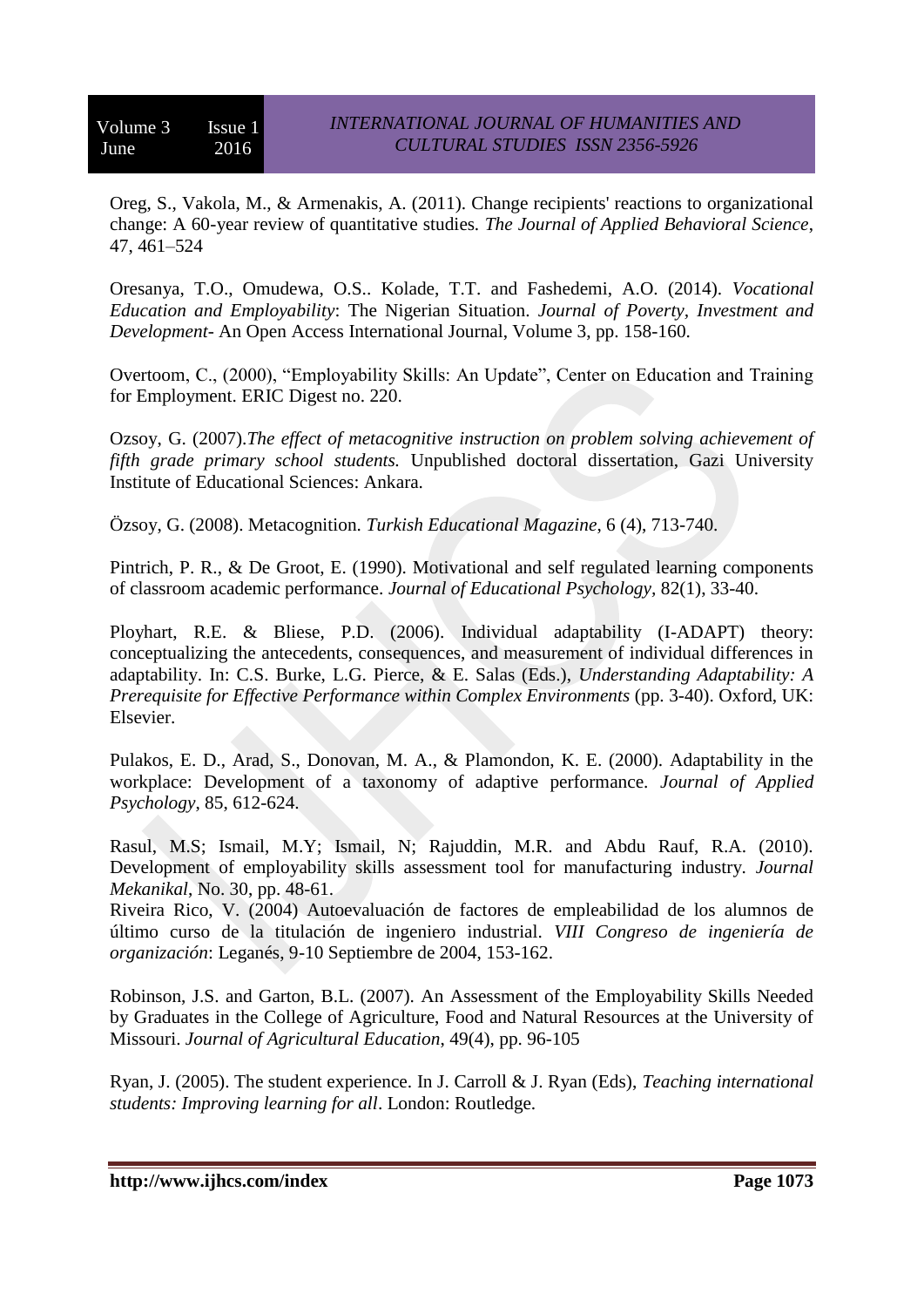Oreg, S., Vakola, M., & Armenakis, A. (2011). Change recipients' reactions to organizational change: A 60-year review of quantitative studies. *The Journal of Applied Behavioral Science*, 47, 461–524

Oresanya, T.O., Omudewa, O.S.. Kolade, T.T. and Fashedemi, A.O. (2014). *Vocational Education and Employability*: The Nigerian Situation. *Journal of Poverty, Investment and Development*- An Open Access International Journal, Volume 3, pp. 158-160.

Overtoom, C., (2000), "Employability Skills: An Update", Center on Education and Training for Employment. ERIC Digest no. 220.

Ozsoy, G. (2007).*The effect of metacognitive instruction on problem solving achievement of fifth grade primary school students.* Unpublished doctoral dissertation, Gazi University Institute of Educational Sciences: Ankara.

Özsoy, G. (2008). Metacognition. *Turkish Educational Magazine*, 6 (4), 713-740.

Pintrich, P. R., & De Groot, E. (1990). Motivational and self regulated learning components of classroom academic performance. *Journal of Educational Psychology*, 82(1), 33-40.

Ployhart, R.E. & Bliese, P.D. (2006). Individual adaptability (I-ADAPT) theory: conceptualizing the antecedents, consequences, and measurement of individual differences in adaptability. In: C.S. Burke, L.G. Pierce, & E. Salas (Eds.), *Understanding Adaptability: A Prerequisite for Effective Performance within Complex Environments* (pp. 3-40). Oxford, UK: Elsevier.

Pulakos, E. D., Arad, S., Donovan, M. A., & Plamondon, K. E. (2000). Adaptability in the workplace: Development of a taxonomy of adaptive performance. *Journal of Applied Psychology*, 85, 612-624.

Rasul, M.S; Ismail, M.Y; Ismail, N; Rajuddin, M.R. and Abdu Rauf, R.A. (2010). Development of employability skills assessment tool for manufacturing industry. *Journal Mekanikal*, No. 30, pp. 48-61.

Riveira Rico, V. (2004) Autoevaluación de factores de empleabilidad de los alumnos de último curso de la titulación de ingeniero industrial. *VIII Congreso de ingeniería de organización*: Leganés, 9-10 Septiembre de 2004, 153-162.

Robinson, J.S. and Garton, B.L. (2007). An Assessment of the Employability Skills Needed by Graduates in the College of Agriculture, Food and Natural Resources at the University of Missouri. *Journal of Agricultural Education*, 49(4), pp. 96-105

Ryan, J. (2005). The student experience. In J. Carroll & J. Ryan (Eds), *Teaching international students: Improving learning for all*. London: Routledge.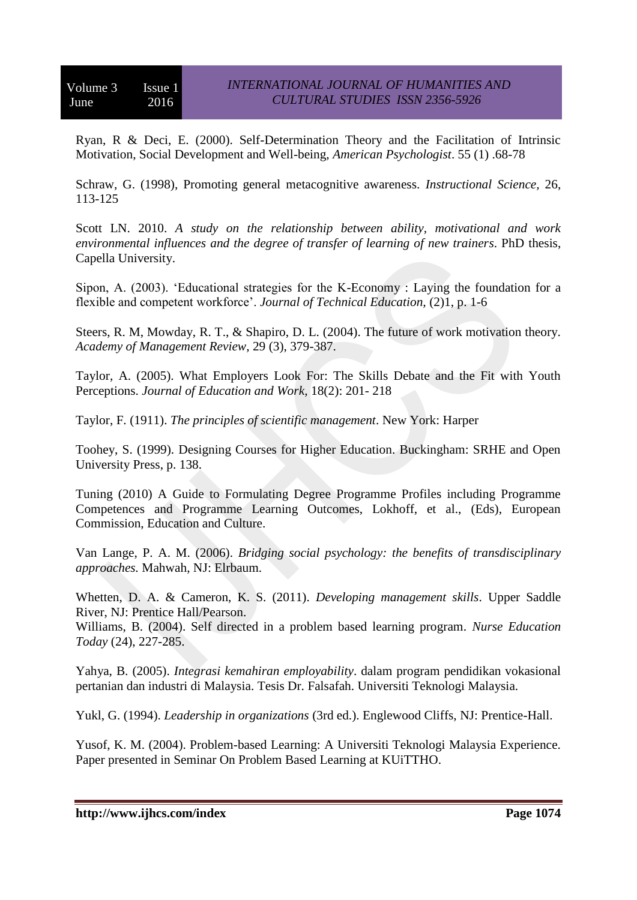Ryan, R & Deci, E. (2000). Self-Determination Theory and the Facilitation of Intrinsic Motivation, Social Development and Well-being, *American Psychologist*. 55 (1) .68-78

Schraw, G. (1998), Promoting general metacognitive awareness. *Instructional Science*, 26, 113-125

Scott LN. 2010. *A study on the relationship between ability, motivational and work environmental influences and the degree of transfer of learning of new trainers*. PhD thesis, Capella University.

Sipon, A. (2003). 'Educational strategies for the K-Economy : Laying the foundation for a flexible and competent workforce'. *Journal of Technical Education*, (2)1, p. 1-6

Steers, R. M, Mowday, R. T., & Shapiro, D. L. (2004). The future of work motivation theory. *Academy of Management Review*, 29 (3), 379-387.

Taylor, A. (2005). What Employers Look For: The Skills Debate and the Fit with Youth Perceptions. *Journal of Education and Work*, 18(2): 201- 218

Taylor, F. (1911). *The principles of scientific management*. New York: Harper

Toohey, S. (1999). Designing Courses for Higher Education. Buckingham: SRHE and Open University Press, p. 138.

Tuning (2010) A Guide to Formulating Degree Programme Profiles including Programme Competences and Programme Learning Outcomes, Lokhoff, et al., (Eds), European Commission, Education and Culture.

Van Lange, P. A. M. (2006). *Bridging social psychology: the benefits of transdisciplinary approaches*. Mahwah, NJ: Elrbaum.

Whetten, D. A. & Cameron, K. S. (2011). *Developing management skills*. Upper Saddle River, NJ: Prentice Hall/Pearson.

Williams, B. (2004). Self directed in a problem based learning program. *Nurse Education Today* (24), 227-285.

Yahya, B. (2005). *Integrasi kemahiran employability*. dalam program pendidikan vokasional pertanian dan industri di Malaysia. Tesis Dr. Falsafah. Universiti Teknologi Malaysia.

Yukl, G. (1994). *Leadership in organizations* (3rd ed.). Englewood Cliffs, NJ: Prentice-Hall.

Yusof, K. M. (2004). Problem-based Learning: A Universiti Teknologi Malaysia Experience. Paper presented in Seminar On Problem Based Learning at KUiTTHO.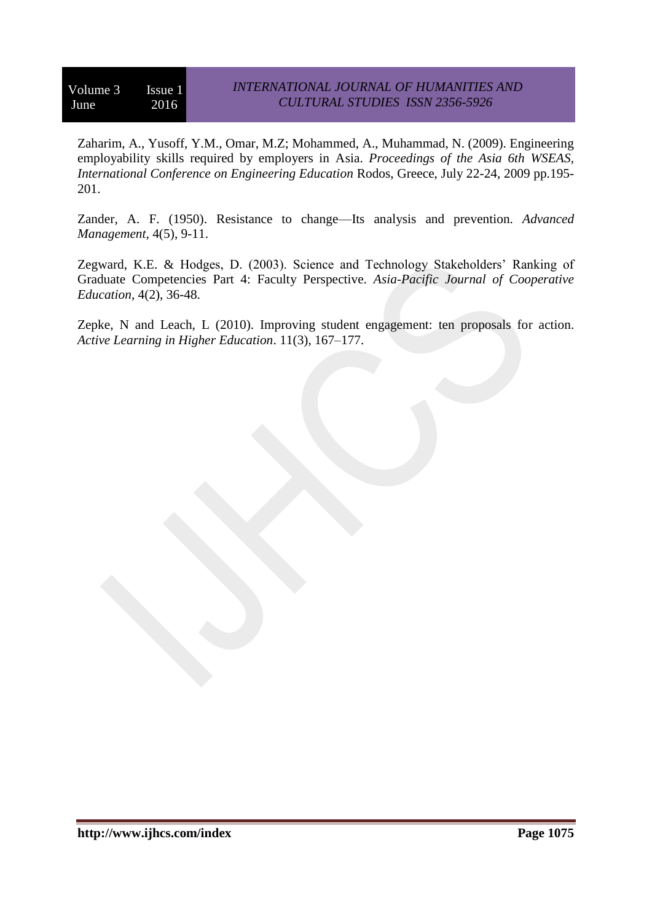Zaharim, A., Yusoff, Y.M., Omar, M.Z; Mohammed, A., Muhammad, N. (2009). Engineering employability skills required by employers in Asia. *Proceedings of the Asia 6th WSEAS, International Conference on Engineering Education* Rodos, Greece, July 22-24, 2009 pp.195-201.

Zander, A. F. (1950). Resistance to change—Its analysis and prevention. *Advanced Management*, 4(5), 9-11.

Zegward, K.E. & Hodges, D. (2003). Science and Technology Stakeholders' Ranking of Graduate Competencies Part 4: Faculty Perspective. *Asia-Pacific Journal of Cooperative Education*, 4(2), 36-48.

Zepke, N and Leach, L (2010). Improving student engagement: ten proposals for action. *Active Learning in Higher Education*. 11(3), 167–177.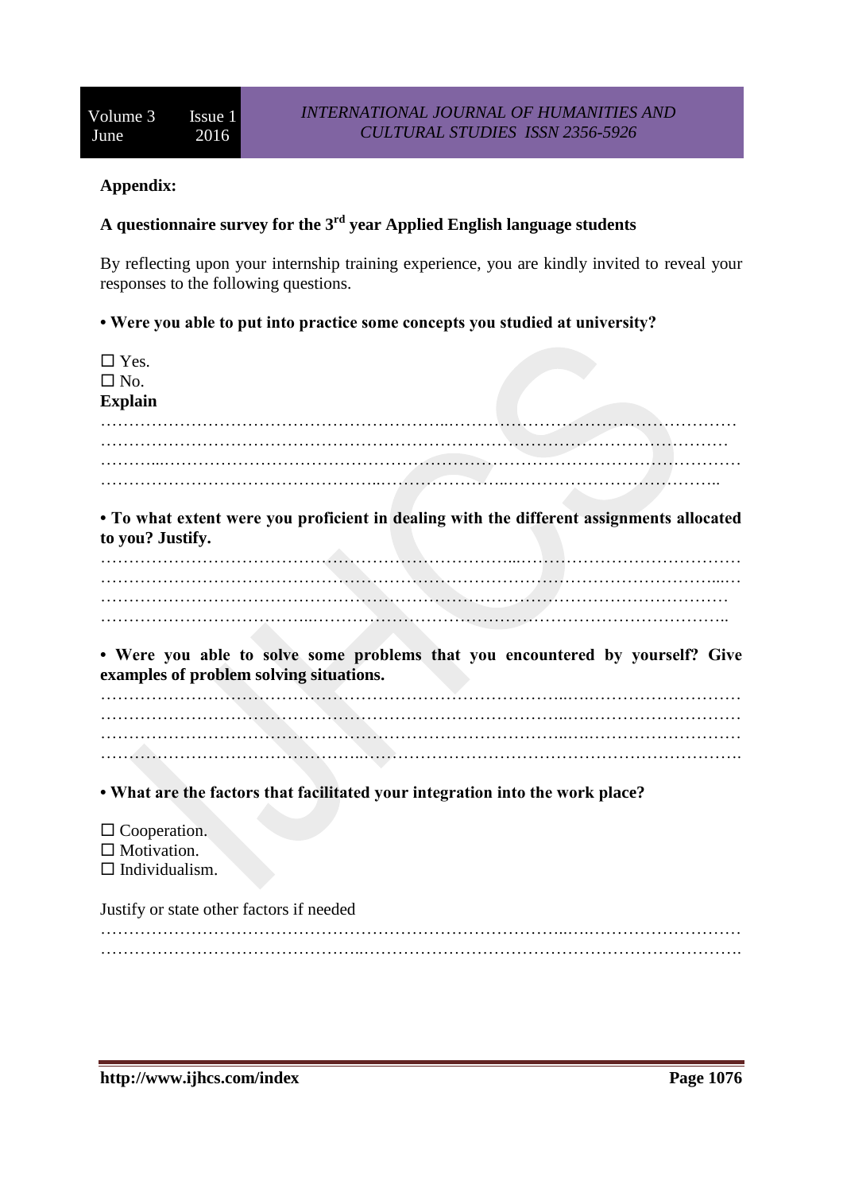**Appendix:**

**A questionnaire survey for the 3rd year Applied English language students**

By reflecting upon your internship training experience, you are kindly invited to reveal your responses to the following questions.

**• Were you able to put into practice some concepts you studied at university?**

☐ Yes.
☐ No.

**Explain**

…………………………………………………………………………………………………………
…………………………………………………………………………………………………………
…………………………………………………………………………………………………………
…………………………………………………………………………………………………………

**• To what extent were you proficient in dealing with the different assignments allocated to you? Justify.**

…………………………………………………………………………………………………………
…………………………………………………………………………………………………………
…………………………………………………………………………………………………………
…………………………………………………………………………………………………………

**• Were you able to solve some problems that you encountered by yourself? Give examples of problem solving situations.**

…………………………………………………………………………………………………………
…………………………………………………………………………………………………………
…………………………………………………………………………………………………………
…………………………………………………………………………………………………………

**• What are the factors that facilitated your integration into the work place?**

☐ Cooperation.
☐ Motivation.
☐ Individualism.

Justify or state other factors if needed

…………………………………………………………………………………………………………
…………………………………………………………………………………………………………